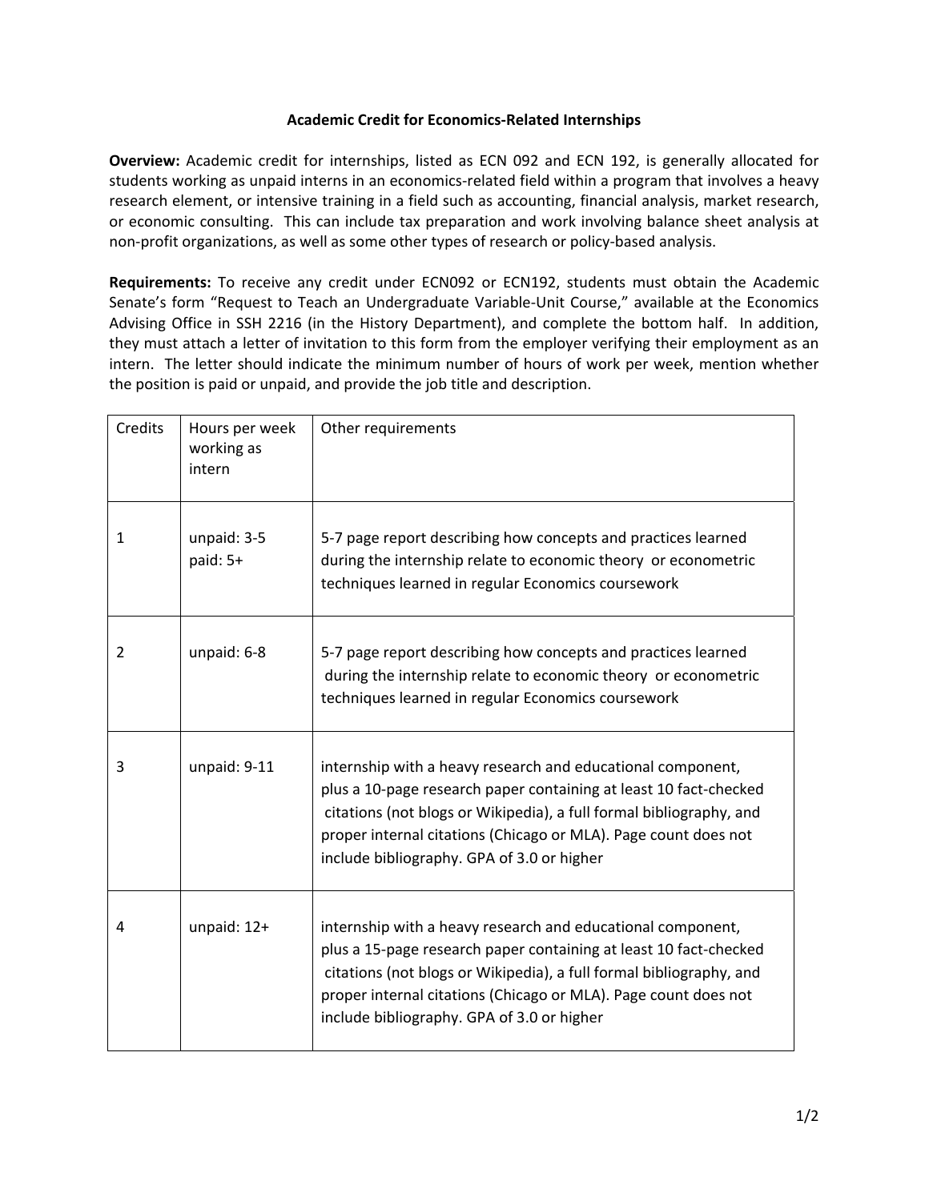# Academic Credit for Economics-Related Internships

**Overview:** Academic credit for internships, listed as ECN 092 and ECN 192, is generally allocated for students working as unpaid interns in an economics-related field within a program that involves a heavy research element, or intensive training in a field such as accounting, financial analysis, market research, or economic consulting. This can include tax preparation and work involving balance sheet analysis at non-profit organizations, as well as some other types of research or policy-based analysis.

**Requirements:** To receive any credit under ECN092 or ECN192, students must obtain the Academic Senate's form "Request to Teach an Undergraduate Variable-Unit Course," available at the Economics Advising Office in SSH 2216 (in the History Department), and complete the bottom half. In addition, they must attach a letter of invitation to this form from the employer verifying their employment as an intern. The letter should indicate the minimum number of hours of work per week, mention whether the position is paid or unpaid, and provide the job title and description.

| Credits | Hours per week working as intern | Other requirements |
|---|---|---|
| 1 | unpaid: 3-5<br>paid: 5+ | 5-7 page report describing how concepts and practices learned during the internship relate to economic theory or econometric techniques learned in regular Economics coursework |
| 2 | unpaid: 6-8 | 5-7 page report describing how concepts and practices learned during the internship relate to economic theory or econometric techniques learned in regular Economics coursework |
| 3 | unpaid: 9-11 | internship with a heavy research and educational component, plus a 10-page research paper containing at least 10 fact-checked citations (not blogs or Wikipedia), a full formal bibliography, and proper internal citations (Chicago or MLA). Page count does not include bibliography. GPA of 3.0 or higher |
| 4 | unpaid: 12+ | internship with a heavy research and educational component, plus a 15-page research paper containing at least 10 fact-checked citations (not blogs or Wikipedia), a full formal bibliography, and proper internal citations (Chicago or MLA). Page count does not include bibliography. GPA of 3.0 or higher |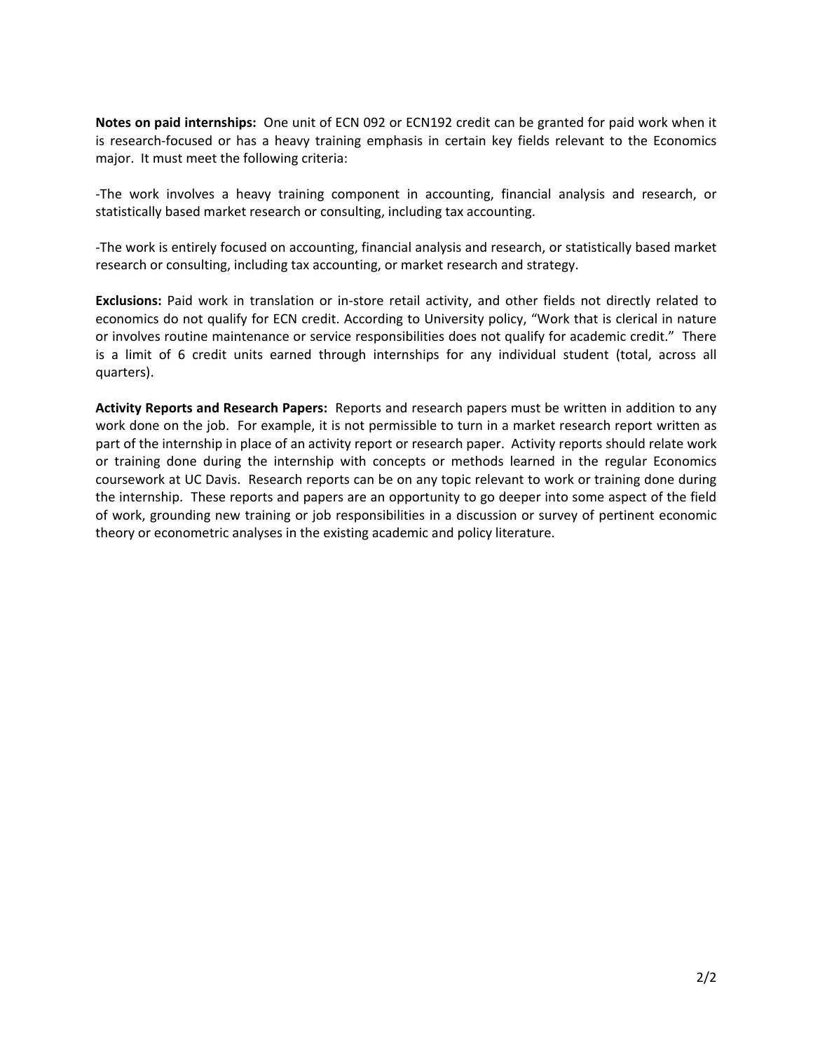**Notes on paid internships:** One unit of ECN 092 or ECN192 credit can be granted for paid work when it is research-focused or has a heavy training emphasis in certain key fields relevant to the Economics major. It must meet the following criteria:

-The work involves a heavy training component in accounting, financial analysis and research, or statistically based market research or consulting, including tax accounting.

-The work is entirely focused on accounting, financial analysis and research, or statistically based market research or consulting, including tax accounting, or market research and strategy.

**Exclusions:** Paid work in translation or in-store retail activity, and other fields not directly related to economics do not qualify for ECN credit. According to University policy, "Work that is clerical in nature or involves routine maintenance or service responsibilities does not qualify for academic credit." There is a limit of 6 credit units earned through internships for any individual student (total, across all quarters).

**Activity Reports and Research Papers:** Reports and research papers must be written in addition to any work done on the job. For example, it is not permissible to turn in a market research report written as part of the internship in place of an activity report or research paper. Activity reports should relate work or training done during the internship with concepts or methods learned in the regular Economics coursework at UC Davis. Research reports can be on any topic relevant to work or training done during the internship. These reports and papers are an opportunity to go deeper into some aspect of the field of work, grounding new training or job responsibilities in a discussion or survey of pertinent economic theory or econometric analyses in the existing academic and policy literature.